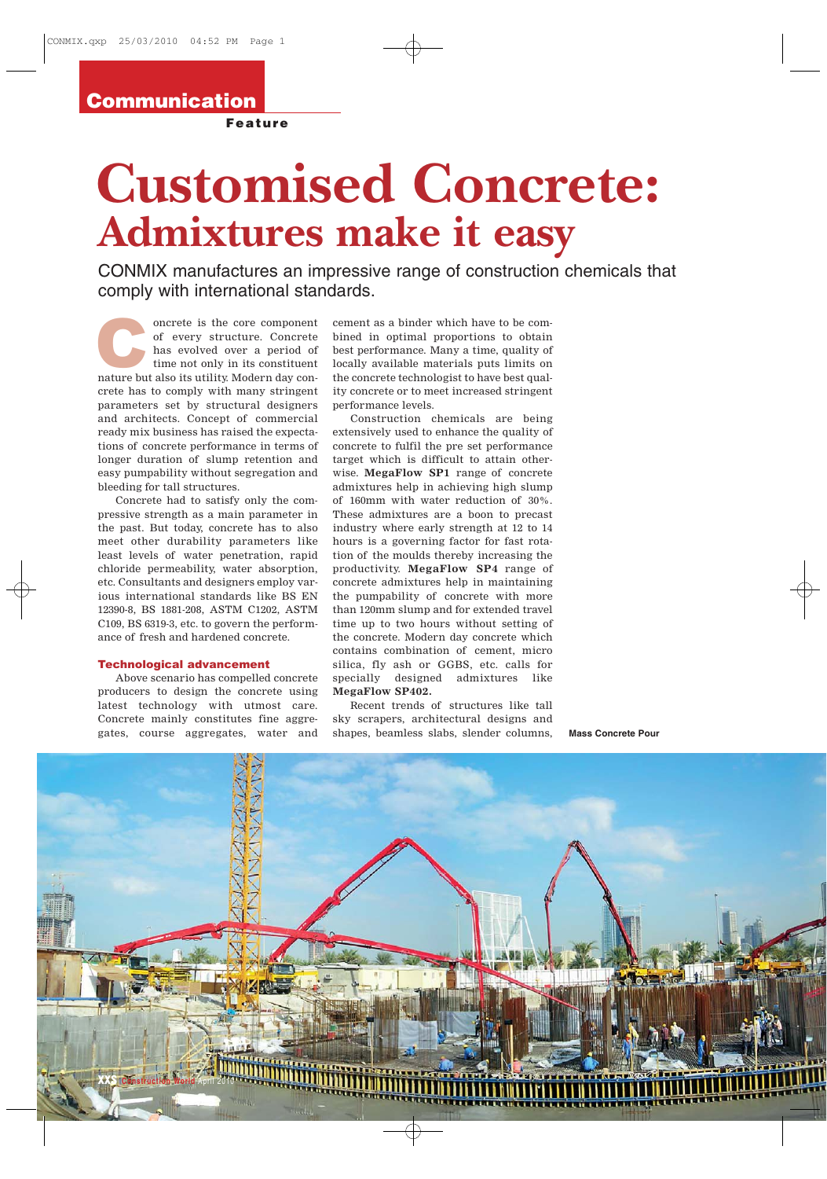Communication

**Feature**

# Customised Concrete:
## Admixtures make it easy

CONMIX manufactures an impressive range of construction chemicals that comply with international standards.

Concrete is the core component of every structure. Concrete has evolved over a period of time not only in its constituent nature but also its utility. Modern day concrete has to comply with many stringent parameters set by structural designers and architects. Concept of commercial ready mix business has raised the expectations of concrete performance in terms of longer duration of slump retention and easy pumpability without segregation and bleeding for tall structures.

Concrete had to satisfy only the compressive strength as a main parameter in the past. But today, concrete has to also meet other durability parameters like least levels of water penetration, rapid chloride permeability, water absorption, etc. Consultants and designers employ various international standards like BS EN 12390-8, BS 1881-208, ASTM C1202, ASTM C109, BS 6319-3, etc. to govern the performance of fresh and hardened concrete.

### Technological advancement

Above scenario has compelled concrete producers to design the concrete using latest technology with utmost care. Concrete mainly constitutes fine aggregates, course aggregates, water and cement as a binder which have to be combined in optimal proportions to obtain best performance. Many a time, quality of locally available materials puts limits on the concrete technologist to have best quality concrete or to meet increased stringent performance levels.

Construction chemicals are being extensively used to enhance the quality of concrete to fulfil the pre set performance target which is difficult to attain otherwise. **MegaFlow SP1** range of concrete admixtures help in achieving high slump of 160mm with water reduction of 30%. These admixtures are a boon to precast industry where early strength at 12 to 14 hours is a governing factor for fast rotation of the moulds thereby increasing the productivity. **MegaFlow SP4** range of concrete admixtures help in maintaining the pumpability of concrete with more than 120mm slump and for extended travel time up to two hours without setting of the concrete. Modern day concrete which contains combination of cement, micro silica, fly ash or GGBS, etc. calls for specially designed admixtures like **MegaFlow SP402.**

Recent trends of structures like tall sky scrapers, architectural designs and shapes, beamless slabs, slender columns,

**Mass Concrete Pour**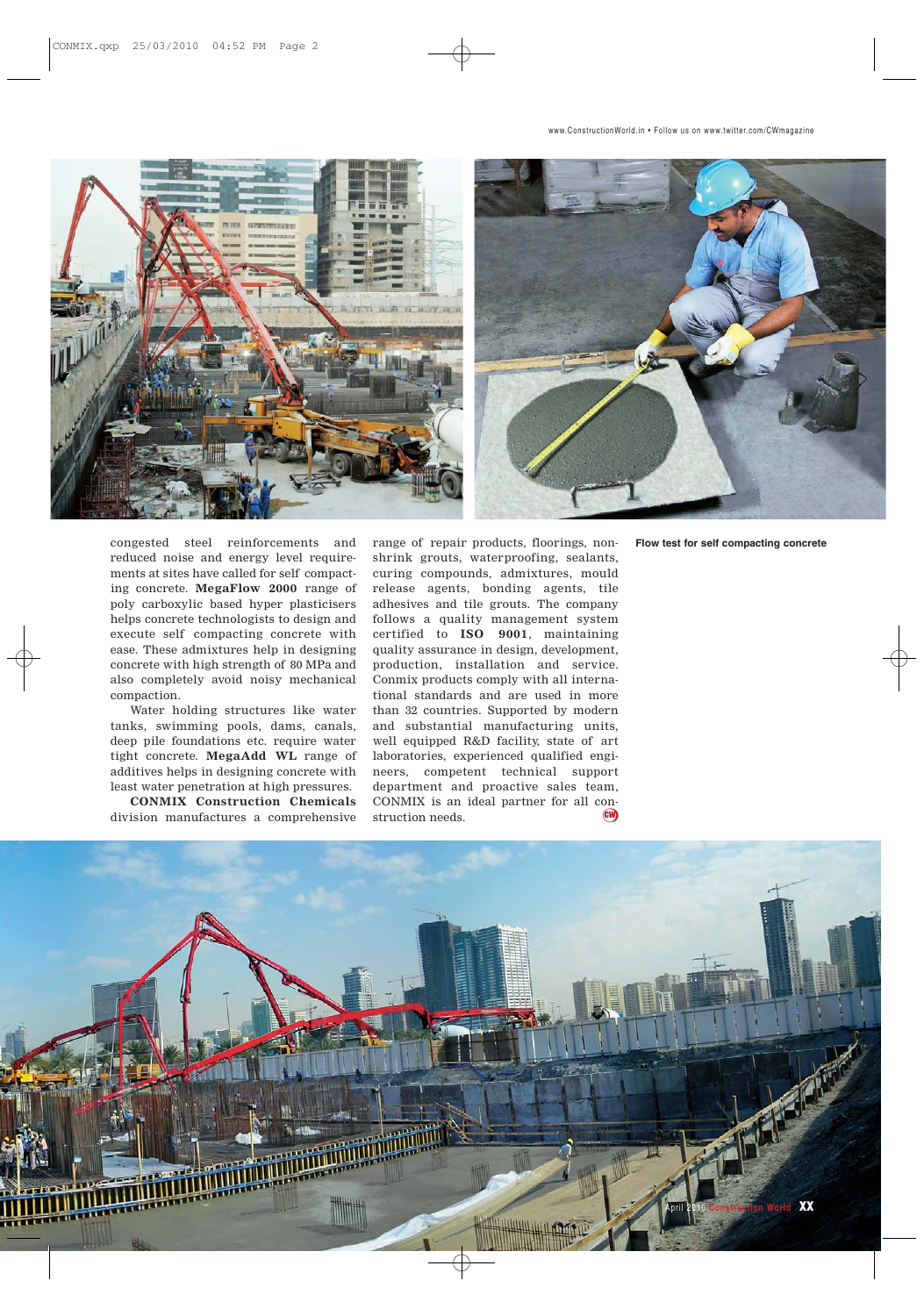congested steel reinforcements and reduced noise and energy level requirements at sites have called for self compacting concrete. **MegaFlow 2000** range of poly carboxylic based hyper plasticisers helps concrete technologists to design and execute self compacting concrete with ease. These admixtures help in designing concrete with high strength of 80 MPa and also completely avoid noisy mechanical compaction.

Water holding structures like water tanks, swimming pools, dams, canals, deep pile foundations etc. require water tight concrete. **MegaAdd WL** range of additives helps in designing concrete with least water penetration at high pressures.

**CONMIX Construction Chemicals** division manufactures a comprehensive range of repair products, floorings, non-shrink grouts, waterproofing, sealants, curing compounds, admixtures, mould release agents, bonding agents, tile adhesives and tile grouts. The company follows a quality management system certified to **ISO 9001**, maintaining quality assurance in design, development, production, installation and service. Conmix products comply with all international standards and are used in more than 32 countries. Supported by modern and substantial manufacturing units, well equipped R&D facility, state of art laboratories, experienced qualified engineers, competent technical support department and proactive sales team, CONMIX is an ideal partner for all construction needs.

**Flow test for self compacting concrete**